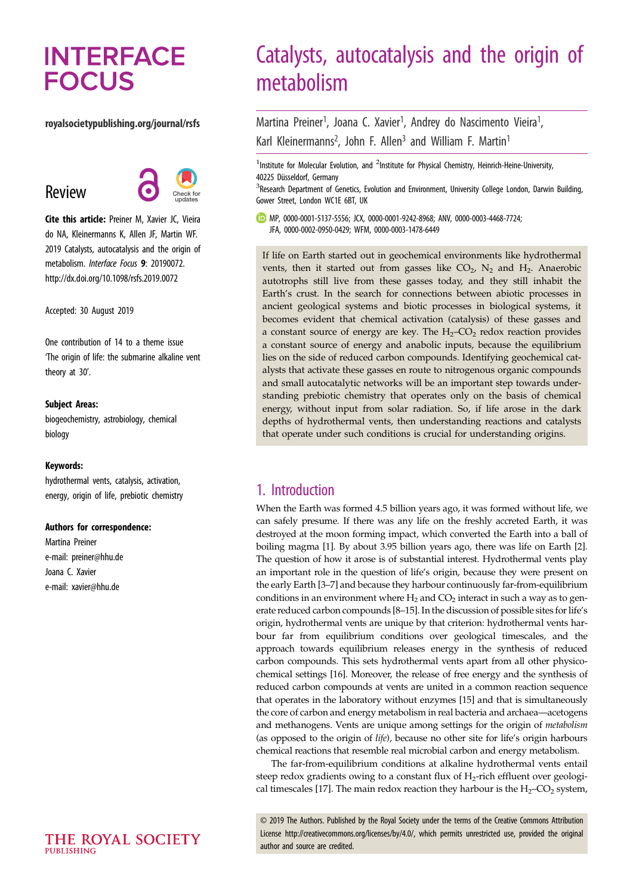# INTERFACE FOCUS

royalsocietypublishing.org/journal/rsfs

Review

**Cite this article:** Preiner M, Xavier JC, Vieira do NA, Kleinermanns K, Allen JF, Martin WF. 2019 Catalysts, autocatalysis and the origin of metabolism. *Interface Focus* **9**: 20190072. http://dx.doi.org/10.1098/rsfs.2019.0072

Accepted: 30 August 2019

One contribution of 14 to a theme issue 'The origin of life: the submarine alkaline vent theory at 30'.

**Subject Areas:**

biogeochemistry, astrobiology, chemical biology

**Keywords:**

hydrothermal vents, catalysis, activation, energy, origin of life, prebiotic chemistry

**Authors for correspondence:**

Martina Preiner
e-mail: preiner@hhu.de

Joana C. Xavier
e-mail: xavier@hhu.de

# Catalysts, autocatalysis and the origin of metabolism

Martina Preiner[1], Joana C. Xavier[1], Andrey do Nascimento Vieira[1], Karl Kleinermanns[2], John F. Allen[3] and William F. Martin[1]

[1]Institute for Molecular Evolution, and [2]Institute for Physical Chemistry, Heinrich-Heine-University, 40225 Düsseldorf, Germany
[3]Research Department of Genetics, Evolution and Environment, University College London, Darwin Building, Gower Street, London WC1E 6BT, UK

MP, 0000-0001-5137-5556; JCX, 0000-0001-9242-8968; ANV, 0000-0003-4468-7724; JFA, 0000-0002-0950-0429; WFM, 0000-0003-1478-6449

If life on Earth started out in geochemical environments like hydrothermal vents, then it started out from gasses like $CO_2$, $N_2$ and $H_2$. Anaerobic autotrophs still live from these gasses today, and they still inhabit the Earth's crust. In the search for connections between abiotic processes in ancient geological systems and biotic processes in biological systems, it becomes evident that chemical activation (catalysis) of these gasses and a constant source of energy are key. The $H_2$–$CO_2$ redox reaction provides a constant source of energy and anabolic inputs, because the equilibrium lies on the side of reduced carbon compounds. Identifying geochemical catalysts that activate these gasses en route to nitrogenous organic compounds and small autocatalytic networks will be an important step towards understanding prebiotic chemistry that operates only on the basis of chemical energy, without input from solar radiation. So, if life arose in the dark depths of hydrothermal vents, then understanding reactions and catalysts that operate under such conditions is crucial for understanding origins.

## 1. Introduction

When the Earth was formed 4.5 billion years ago, it was formed without life, we can safely presume. If there was any life on the freshly accreted Earth, it was destroyed at the moon forming impact, which converted the Earth into a ball of boiling magma [1]. By about 3.95 billion years ago, there was life on Earth [2]. The question of how it arose is of substantial interest. Hydrothermal vents play an important role in the question of life's origin, because they were present on the early Earth [3–7] and because they harbour continuously far-from-equilibrium conditions in an environment where $H_2$ and $CO_2$ interact in such a way as to generate reduced carbon compounds [8–15]. In the discussion of possible sites for life's origin, hydrothermal vents are unique by that criterion: hydrothermal vents harbour far from equilibrium conditions over geological timescales, and the approach towards equilibrium releases energy in the synthesis of reduced carbon compounds. This sets hydrothermal vents apart from all other physicochemical settings [16]. Moreover, the release of free energy and the synthesis of reduced carbon compounds at vents are united in a common reaction sequence that operates in the laboratory without enzymes [15] and that is simultaneously the core of carbon and energy metabolism in real bacteria and archaea—acetogens and methanogens. Vents are unique among settings for the origin of *metabolism* (as opposed to the origin of *life*), because no other site for life's origin harbours chemical reactions that resemble real microbial carbon and energy metabolism.

The far-from-equilibrium conditions at alkaline hydrothermal vents entail steep redox gradients owing to a constant flux of $H_2$-rich effluent over geological timescales [17]. The main redox reaction they harbour is the $H_2$–$CO_2$ system,

© 2019 The Authors. Published by the Royal Society under the terms of the Creative Commons Attribution License http://creativecommons.org/licenses/by/4.0/, which permits unrestricted use, provided the original author and source are credited.

THE ROYAL SOCIETY PUBLISHING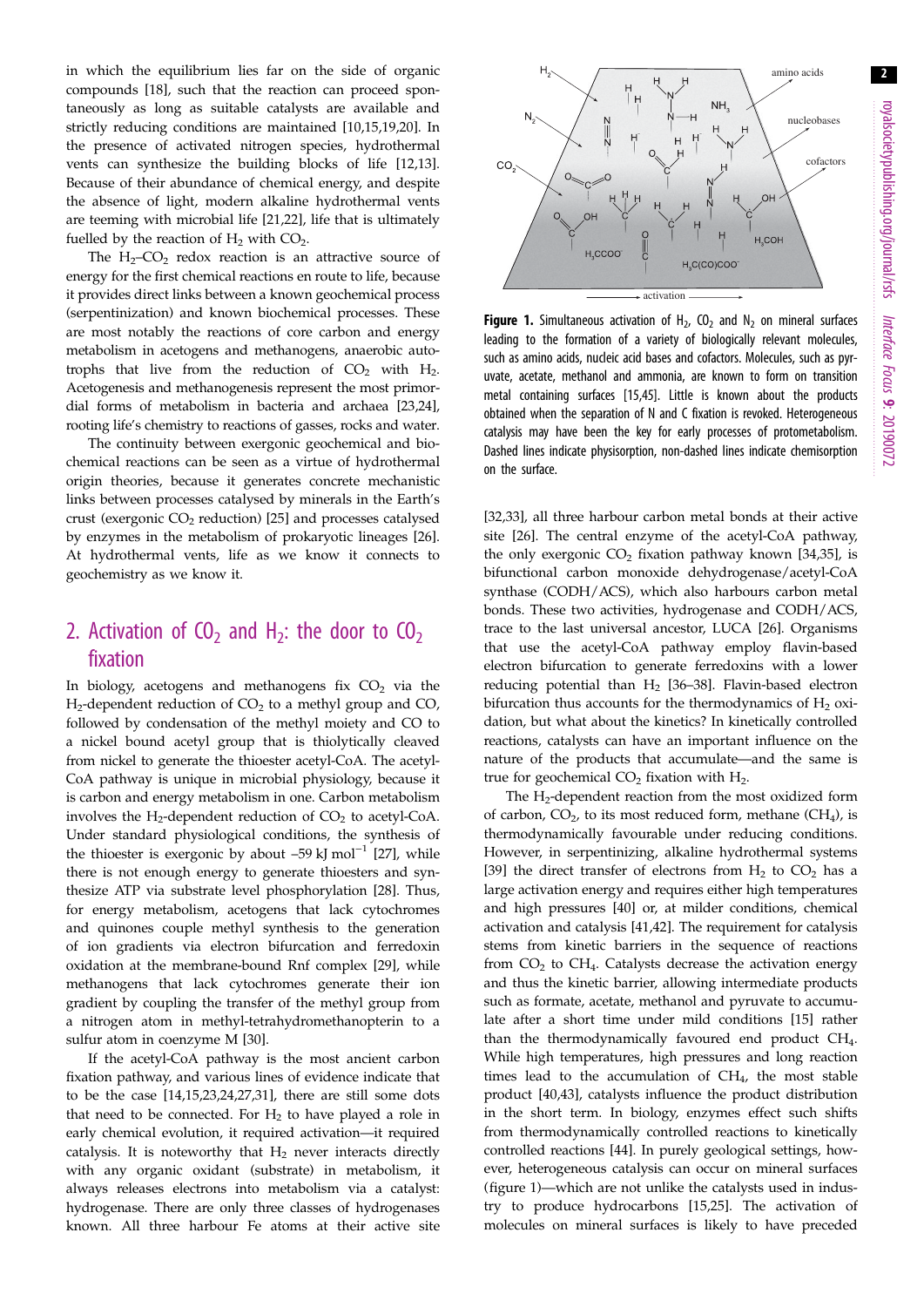in which the equilibrium lies far on the side of organic compounds [18], such that the reaction can proceed spontaneously as long as suitable catalysts are available and strictly reducing conditions are maintained [10,15,19,20]. In the presence of activated nitrogen species, hydrothermal vents can synthesize the building blocks of life [12,13]. Because of their abundance of chemical energy, and despite the absence of light, modern alkaline hydrothermal vents are teeming with microbial life [21,22], life that is ultimately fuelled by the reaction of $H_2$ with $CO_2$.

The $H_2$–$CO_2$ redox reaction is an attractive source of energy for the first chemical reactions en route to life, because it provides direct links between a known geochemical process (serpentinization) and known biochemical processes. These are most notably the reactions of core carbon and energy metabolism in acetogens and methanogens, anaerobic autotrophs that live from the reduction of $CO_2$ with $H_2$. Acetogenesis and methanogenesis represent the most primordial forms of metabolism in bacteria and archaea [23,24], rooting life's chemistry to reactions of gasses, rocks and water.

The continuity between exergonic geochemical and biochemical reactions can be seen as a virtue of hydrothermal origin theories, because it generates concrete mechanistic links between processes catalysed by minerals in the Earth's crust (exergonic $CO_2$ reduction) [25] and processes catalysed by enzymes in the metabolism of prokaryotic lineages [26]. At hydrothermal vents, life as we know it connects to geochemistry as we know it.

## 2. Activation of $CO_2$ and $H_2$: the door to $CO_2$ fixation

In biology, acetogens and methanogens fix $CO_2$ via the $H_2$-dependent reduction of $CO_2$ to a methyl group and CO, followed by condensation of the methyl moiety and CO to a nickel bound acetyl group that is thiolytically cleaved from nickel to generate the thioester acetyl-CoA. The acetyl-CoA pathway is unique in microbial physiology, because it is carbon and energy metabolism in one. Carbon metabolism involves the $H_2$-dependent reduction of $CO_2$ to acetyl-CoA. Under standard physiological conditions, the synthesis of the thioester is exergonic by about $-59\ \text{kJ mol}^{-1}$ [27], while there is not enough energy to generate thioesters and synthesize ATP via substrate level phosphorylation [28]. Thus, for energy metabolism, acetogens that lack cytochromes and quinones couple methyl synthesis to the generation of ion gradients via electron bifurcation and ferredoxin oxidation at the membrane-bound Rnf complex [29], while methanogens that lack cytochromes generate their ion gradient by coupling the transfer of the methyl group from a nitrogen atom in methyl-tetrahydromethanopterin to a sulfur atom in coenzyme M [30].

If the acetyl-CoA pathway is the most ancient carbon fixation pathway, and various lines of evidence indicate that to be the case [14,15,23,24,27,31], there are still some dots that need to be connected. For $H_2$ to have played a role in early chemical evolution, it required activation—it required catalysis. It is noteworthy that $H_2$ never interacts directly with any organic oxidant (substrate) in metabolism, it always releases electrons into metabolism via a catalyst: hydrogenase. There are only three classes of hydrogenases known. All three harbour Fe atoms at their active site

**Figure 1.** Simultaneous activation of $H_2$, $CO_2$ and $N_2$ on mineral surfaces leading to the formation of a variety of biologically relevant molecules, such as amino acids, nucleic acid bases and cofactors. Molecules, such as pyruvate, acetate, methanol and ammonia, are known to form on transition metal containing surfaces [15,45]. Little is known about the products obtained when the separation of N and C fixation is revoked. Heterogeneous catalysis may have been the key for early processes of protometabolism. Dashed lines indicate physisorption, non-dashed lines indicate chemisorption on the surface.

[32,33], all three harbour carbon metal bonds at their active site [26]. The central enzyme of the acetyl-CoA pathway, the only exergonic $CO_2$ fixation pathway known [34,35], is bifunctional carbon monoxide dehydrogenase/acetyl-CoA synthase (CODH/ACS), which also harbours carbon metal bonds. These two activities, hydrogenase and CODH/ACS, trace to the last universal ancestor, LUCA [26]. Organisms that use the acetyl-CoA pathway employ flavin-based electron bifurcation to generate ferredoxins with a lower reducing potential than $H_2$ [36–38]. Flavin-based electron bifurcation thus accounts for the thermodynamics of $H_2$ oxidation, but what about the kinetics? In kinetically controlled reactions, catalysts can have an important influence on the nature of the products that accumulate—and the same is true for geochemical $CO_2$ fixation with $H_2$.

The $H_2$-dependent reaction from the most oxidized form of carbon, $CO_2$, to its most reduced form, methane ($CH_4$), is thermodynamically favourable under reducing conditions. However, in serpentinizing, alkaline hydrothermal systems [39] the direct transfer of electrons from $H_2$ to $CO_2$ has a large activation energy and requires either high temperatures and high pressures [40] or, at milder conditions, chemical activation and catalysis [41,42]. The requirement for catalysis stems from kinetic barriers in the sequence of reactions from $CO_2$ to $CH_4$. Catalysts decrease the activation energy and thus the kinetic barrier, allowing intermediate products such as formate, acetate, methanol and pyruvate to accumulate after a short time under mild conditions [15] rather than the thermodynamically favoured end product $CH_4$. While high temperatures, high pressures and long reaction times lead to the accumulation of $CH_4$, the most stable product [40,43], catalysts influence the product distribution in the short term. In biology, enzymes effect such shifts from thermodynamically controlled reactions to kinetically controlled reactions [44]. In purely geological settings, however, heterogeneous catalysis can occur on mineral surfaces (figure 1)—which are not unlike the catalysts used in industry to produce hydrocarbons [15,25]. The activation of molecules on mineral surfaces is likely to have preceded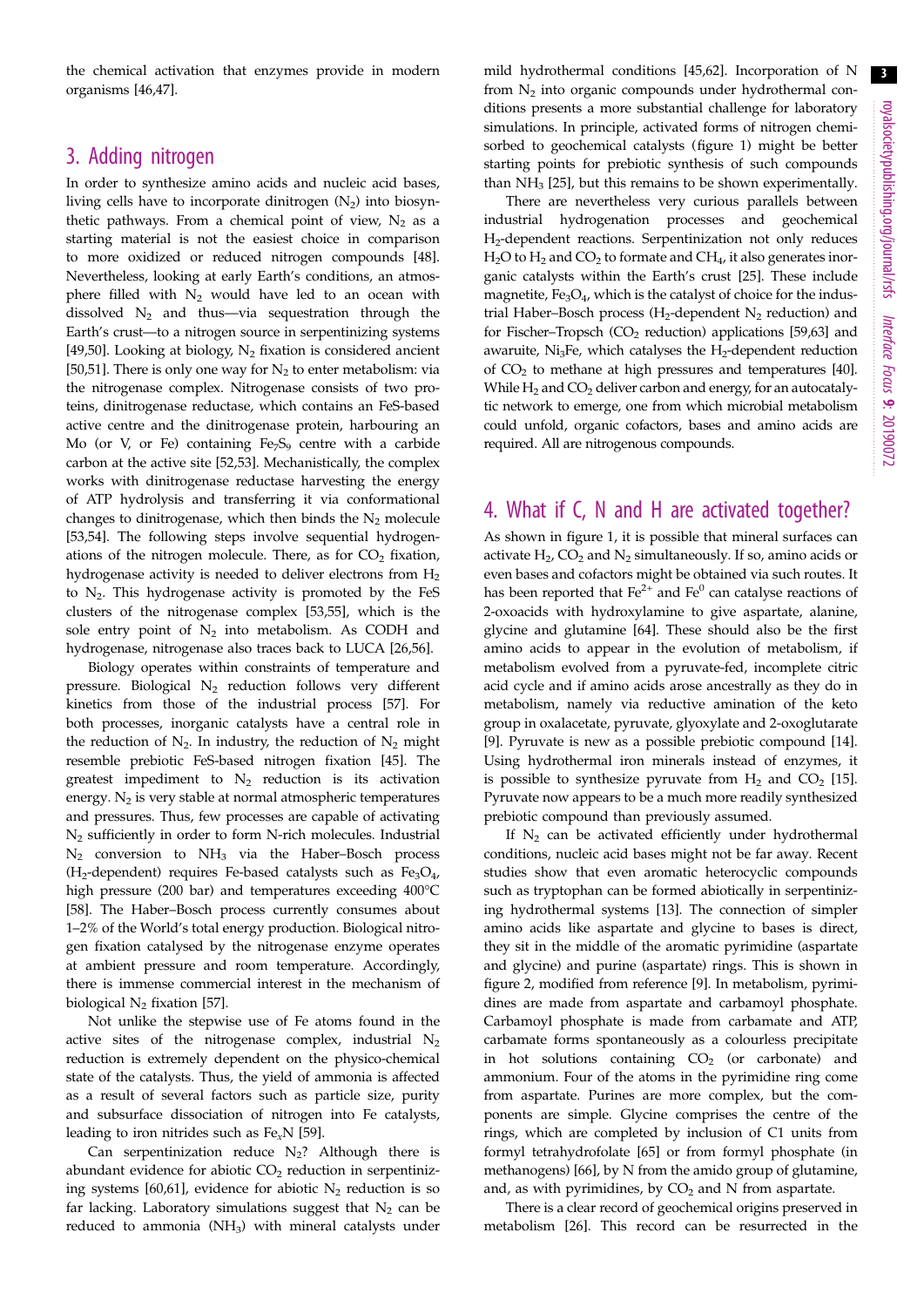the chemical activation that enzymes provide in modern organisms [46,47].

## 3. Adding nitrogen

In order to synthesize amino acids and nucleic acid bases, living cells have to incorporate dinitrogen ($N_2$) into biosynthetic pathways. From a chemical point of view, $N_2$ as a starting material is not the easiest choice in comparison to more oxidized or reduced nitrogen compounds [48]. Nevertheless, looking at early Earth's conditions, an atmosphere filled with $N_2$ would have led to an ocean with dissolved $N_2$ and thus—via sequestration through the Earth's crust—to a nitrogen source in serpentinizing systems [49,50]. Looking at biology, $N_2$ fixation is considered ancient [50,51]. There is only one way for $N_2$ to enter metabolism: via the nitrogenase complex. Nitrogenase consists of two proteins, dinitrogenase reductase, which contains an FeS-based active centre and the dinitrogenase protein, harbouring an Mo (or V, or Fe) containing $Fe_7S_9$ centre with a carbide carbon at the active site [52,53]. Mechanistically, the complex works with dinitrogenase reductase harvesting the energy of ATP hydrolysis and transferring it via conformational changes to dinitrogenase, which then binds the $N_2$ molecule [53,54]. The following steps involve sequential hydrogenations of the nitrogen molecule. There, as for $CO_2$ fixation, hydrogenase activity is needed to deliver electrons from $H_2$ to $N_2$. This hydrogenase activity is promoted by the FeS clusters of the nitrogenase complex [53,55], which is the sole entry point of $N_2$ into metabolism. As CODH and hydrogenase, nitrogenase also traces back to LUCA [26,56].

Biology operates within constraints of temperature and pressure. Biological $N_2$ reduction follows very different kinetics from those of the industrial process [57]. For both processes, inorganic catalysts have a central role in the reduction of $N_2$. In industry, the reduction of $N_2$ might resemble prebiotic FeS-based nitrogen fixation [45]. The greatest impediment to $N_2$ reduction is its activation energy. $N_2$ is very stable at normal atmospheric temperatures and pressures. Thus, few processes are capable of activating $N_2$ sufficiently in order to form N-rich molecules. Industrial $N_2$ conversion to $NH_3$ via the Haber–Bosch process ($H_2$-dependent) requires Fe-based catalysts such as $Fe_3O_4$, high pressure (200 bar) and temperatures exceeding 400°C [58]. The Haber–Bosch process currently consumes about 1–2% of the World's total energy production. Biological nitrogen fixation catalysed by the nitrogenase enzyme operates at ambient pressure and room temperature. Accordingly, there is immense commercial interest in the mechanism of biological $N_2$ fixation [57].

Not unlike the stepwise use of Fe atoms found in the active sites of the nitrogenase complex, industrial $N_2$ reduction is extremely dependent on the physico-chemical state of the catalysts. Thus, the yield of ammonia is affected as a result of several factors such as particle size, purity and subsurface dissociation of nitrogen into Fe catalysts, leading to iron nitrides such as $Fe_xN$ [59].

Can serpentinization reduce $N_2$? Although there is abundant evidence for abiotic $CO_2$ reduction in serpentinizing systems [60,61], evidence for abiotic $N_2$ reduction is so far lacking. Laboratory simulations suggest that $N_2$ can be reduced to ammonia ($NH_3$) with mineral catalysts under mild hydrothermal conditions [45,62]. Incorporation of N from $N_2$ into organic compounds under hydrothermal conditions presents a more substantial challenge for laboratory simulations. In principle, activated forms of nitrogen chemisorbed to geochemical catalysts (figure 1) might be better starting points for prebiotic synthesis of such compounds than $NH_3$ [25], but this remains to be shown experimentally.

There are nevertheless very curious parallels between industrial hydrogenation processes and geochemical $H_2$-dependent reactions. Serpentinization not only reduces $H_2O$ to $H_2$ and $CO_2$ to formate and $CH_4$, it also generates inorganic catalysts within the Earth's crust [25]. These include magnetite, $Fe_3O_4$, which is the catalyst of choice for the industrial Haber–Bosch process ($H_2$-dependent $N_2$ reduction) and for Fischer–Tropsch ($CO_2$ reduction) applications [59,63] and awaruite, $Ni_3Fe$, which catalyses the $H_2$-dependent reduction of $CO_2$ to methane at high pressures and temperatures [40]. While $H_2$ and $CO_2$ deliver carbon and energy, for an autocatalytic network to emerge, one from which microbial metabolism could unfold, organic cofactors, bases and amino acids are required. All are nitrogenous compounds.

## 4. What if C, N and H are activated together?

As shown in figure 1, it is possible that mineral surfaces can activate $H_2$, $CO_2$ and $N_2$ simultaneously. If so, amino acids or even bases and cofactors might be obtained via such routes. It has been reported that $Fe^{2+}$ and $Fe^0$ can catalyse reactions of 2-oxoacids with hydroxylamine to give aspartate, alanine, glycine and glutamine [64]. These should also be the first amino acids to appear in the evolution of metabolism, if metabolism evolved from a pyruvate-fed, incomplete citric acid cycle and if amino acids arose ancestrally as they do in metabolism, namely via reductive amination of the keto group in oxalacetate, pyruvate, glyoxylate and 2-oxoglutarate [9]. Pyruvate is new as a possible prebiotic compound [14]. Using hydrothermal iron minerals instead of enzymes, it is possible to synthesize pyruvate from $H_2$ and $CO_2$ [15]. Pyruvate now appears to be a much more readily synthesized prebiotic compound than previously assumed.

If $N_2$ can be activated efficiently under hydrothermal conditions, nucleic acid bases might not be far away. Recent studies show that even aromatic heterocyclic compounds such as tryptophan can be formed abiotically in serpentinizing hydrothermal systems [13]. The connection of simpler amino acids like aspartate and glycine to bases is direct, they sit in the middle of the aromatic pyrimidine (aspartate and glycine) and purine (aspartate) rings. This is shown in figure 2, modified from reference [9]. In metabolism, pyrimidines are made from aspartate and carbamoyl phosphate. Carbamoyl phosphate is made from carbamate and ATP, carbamate forms spontaneously as a colourless precipitate in hot solutions containing $CO_2$ (or carbonate) and ammonium. Four of the atoms in the pyrimidine ring come from aspartate. Purines are more complex, but the components are simple. Glycine comprises the centre of the rings, which are completed by inclusion of C1 units from formyl tetrahydrofolate [65] or from formyl phosphate (in methanogens) [66], by N from the amido group of glutamine, and, as with pyrimidines, by $CO_2$ and N from aspartate.

There is a clear record of geochemical origins preserved in metabolism [26]. This record can be resurrected in the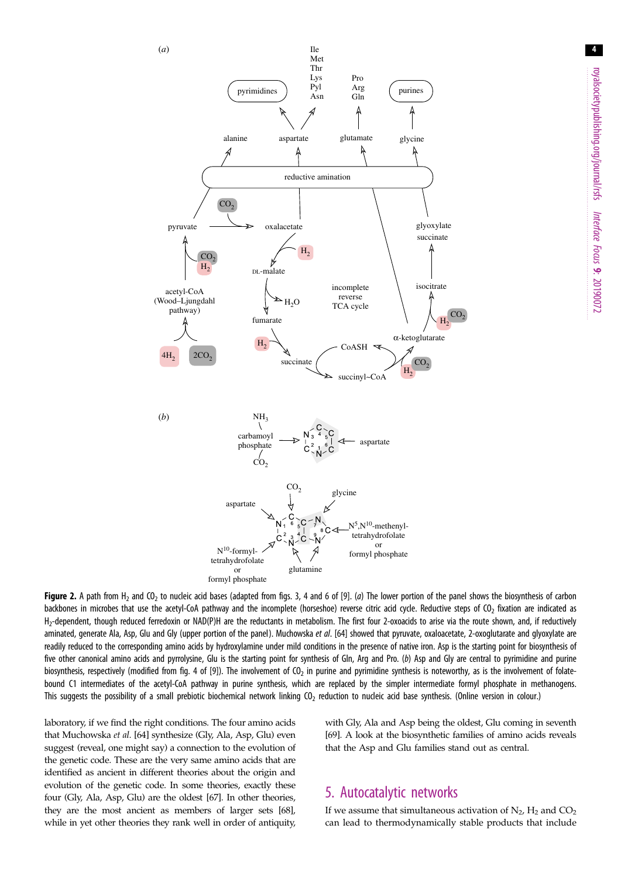**Figure 2.** A path from $H_2$ and $CO_2$ to nucleic acid bases (adapted from figs. 3, 4 and 6 of [9]). (*a*) The lower portion of the panel shows the biosynthesis of carbon backbones in microbes that use the acetyl-CoA pathway and the incomplete (horseshoe) reverse citric acid cycle. Reductive steps of $CO_2$ fixation are indicated as $H_2$-dependent, though reduced ferredoxin or NAD(P)H are the reductants in metabolism. The first four 2-oxoacids to arise via the route shown, and, if reductively aminated, generate Ala, Asp, Glu and Gly (upper portion of the panel). Muchowska *et al.* [64] showed that pyruvate, oxaloacetate, 2-oxoglutarate and glyoxylate are readily reduced to the corresponding amino acids by hydroxylamine under mild conditions in the presence of native iron. Asp is the starting point for biosynthesis of five other canonical amino acids and pyrrolysine, Glu is the starting point for synthesis of Gln, Arg and Pro. (*b*) Asp and Gly are central to pyrimidine and purine biosynthesis, respectively (modified from fig. 4 of [9]). The involvement of $CO_2$ in purine and pyrimidine synthesis is noteworthy, as is the involvement of folate-bound C1 intermediates of the acetyl-CoA pathway in purine synthesis, which are replaced by the simpler intermediate formyl phosphate in methanogens. This suggests the possibility of a small prebiotic biochemical network linking $CO_2$ reduction to nucleic acid base synthesis. (Online version in colour.)

laboratory, if we find the right conditions. The four amino acids that Muchowska *et al.* [64] synthesize (Gly, Ala, Asp, Glu) even suggest (reveal, one might say) a connection to the evolution of the genetic code. These are the very same amino acids that are identified as ancient in different theories about the origin and evolution of the genetic code. In some theories, exactly these four (Gly, Ala, Asp, Glu) are the oldest [67]. In other theories, they are the most ancient as members of larger sets [68], while in yet other theories they rank well in order of antiquity, with Gly, Ala and Asp being the oldest, Glu coming in seventh [69]. A look at the biosynthetic families of amino acids reveals that the Asp and Glu families stand out as central.

## 5. Autocatalytic networks

If we assume that simultaneous activation of $N_2$, $H_2$ and $CO_2$ can lead to thermodynamically stable products that include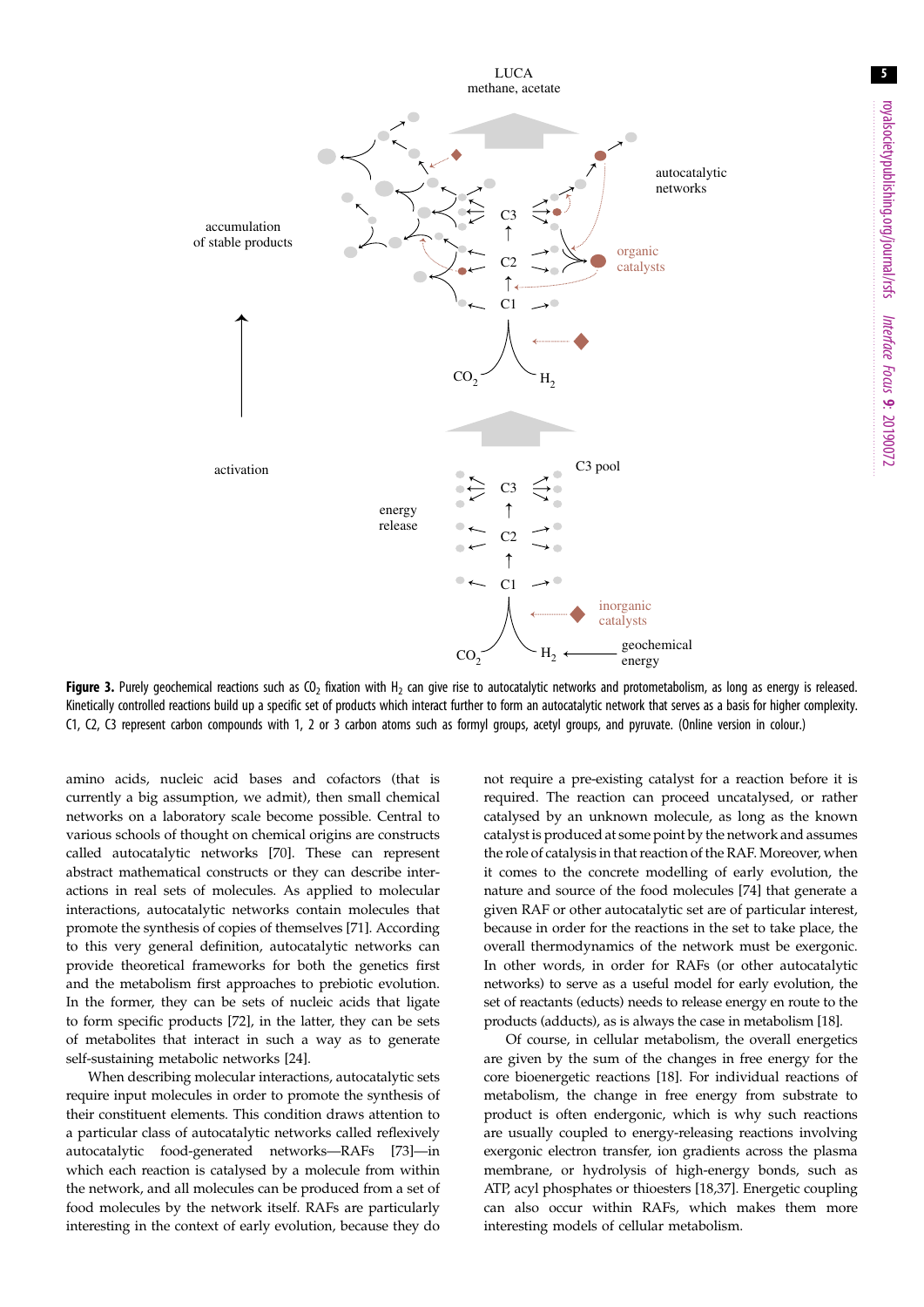**Figure 3.** Purely geochemical reactions such as $CO_2$ fixation with $H_2$ can give rise to autocatalytic networks and protometabolism, as long as energy is released. Kinetically controlled reactions build up a specific set of products which interact further to form an autocatalytic network that serves as a basis for higher complexity. C1, C2, C3 represent carbon compounds with 1, 2 or 3 carbon atoms such as formyl groups, acetyl groups, and pyruvate. (Online version in colour.)

amino acids, nucleic acid bases and cofactors (that is currently a big assumption, we admit), then small chemical networks on a laboratory scale become possible. Central to various schools of thought on chemical origins are constructs called autocatalytic networks [70]. These can represent abstract mathematical constructs or they can describe interactions in real sets of molecules. As applied to molecular interactions, autocatalytic networks contain molecules that promote the synthesis of copies of themselves [71]. According to this very general definition, autocatalytic networks can provide theoretical frameworks for both the genetics first and the metabolism first approaches to prebiotic evolution. In the former, they can be sets of nucleic acids that ligate to form specific products [72], in the latter, they can be sets of metabolites that interact in such a way as to generate self-sustaining metabolic networks [24].

When describing molecular interactions, autocatalytic sets require input molecules in order to promote the synthesis of their constituent elements. This condition draws attention to a particular class of autocatalytic networks called reflexively autocatalytic food-generated networks—RAFs [73]—in which each reaction is catalysed by a molecule from within the network, and all molecules can be produced from a set of food molecules by the network itself. RAFs are particularly interesting in the context of early evolution, because they do not require a pre-existing catalyst for a reaction before it is required. The reaction can proceed uncatalysed, or rather catalysed by an unknown molecule, as long as the known catalyst is produced at some point by the network and assumes the role of catalysis in that reaction of the RAF. Moreover, when it comes to the concrete modelling of early evolution, the nature and source of the food molecules [74] that generate a given RAF or other autocatalytic set are of particular interest, because in order for the reactions in the set to take place, the overall thermodynamics of the network must be exergonic. In other words, in order for RAFs (or other autocatalytic networks) to serve as a useful model for early evolution, the set of reactants (educts) needs to release energy en route to the products (adducts), as is always the case in metabolism [18].

Of course, in cellular metabolism, the overall energetics are given by the sum of the changes in free energy for the core bioenergetic reactions [18]. For individual reactions of metabolism, the change in free energy from substrate to product is often endergonic, which is why such reactions are usually coupled to energy-releasing reactions involving exergonic electron transfer, ion gradients across the plasma membrane, or hydrolysis of high-energy bonds, such as ATP, acyl phosphates or thioesters [18,37]. Energetic coupling can also occur within RAFs, which makes them more interesting models of cellular metabolism.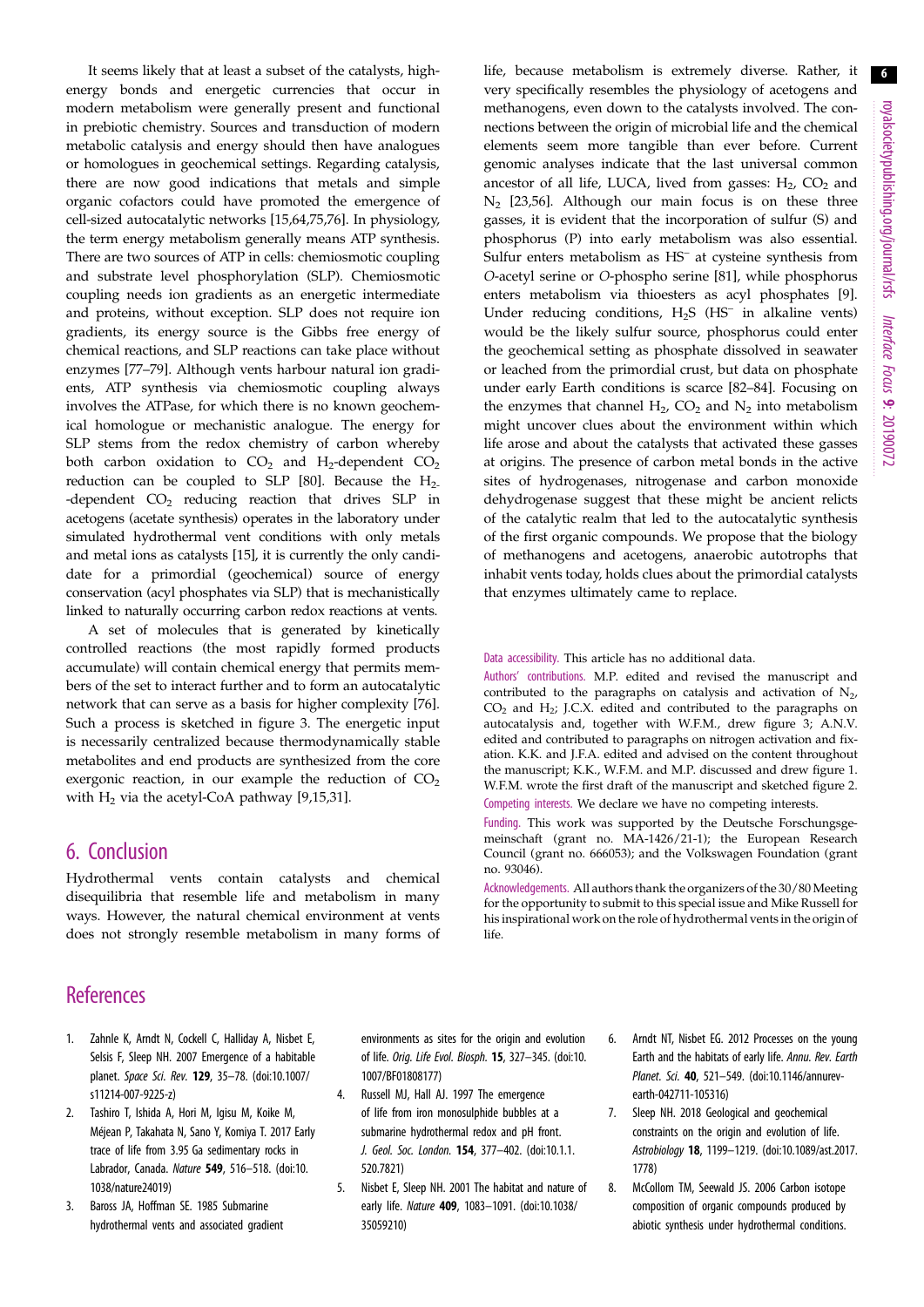It seems likely that at least a subset of the catalysts, high-energy bonds and energetic currencies that occur in modern metabolism were generally present and functional in prebiotic chemistry. Sources and transduction of modern metabolic catalysis and energy should then have analogues or homologues in geochemical settings. Regarding catalysis, there are now good indications that metals and simple organic cofactors could have promoted the emergence of cell-sized autocatalytic networks [15,64,75,76]. In physiology, the term energy metabolism generally means ATP synthesis. There are two sources of ATP in cells: chemiosmotic coupling and substrate level phosphorylation (SLP). Chemiosmotic coupling needs ion gradients as an energetic intermediate and proteins, without exception. SLP does not require ion gradients, its energy source is the Gibbs free energy of chemical reactions, and SLP reactions can take place without enzymes [77–79]. Although vents harbour natural ion gradients, ATP synthesis via chemiosmotic coupling always involves the ATPase, for which there is no known geochemical homologue or mechanistic analogue. The energy for SLP stems from the redox chemistry of carbon whereby both carbon oxidation to $CO_2$ and $H_2$-dependent $CO_2$ reduction can be coupled to SLP [80]. Because the $H_2$-dependent $CO_2$ reducing reaction that drives SLP in acetogens (acetate synthesis) operates in the laboratory under simulated hydrothermal vent conditions with only metals and metal ions as catalysts [15], it is currently the only candidate for a primordial (geochemical) source of energy conservation (acyl phosphates via SLP) that is mechanistically linked to naturally occurring carbon redox reactions at vents.

A set of molecules that is generated by kinetically controlled reactions (the most rapidly formed products accumulate) will contain chemical energy that permits members of the set to interact further and to form an autocatalytic network that can serve as a basis for higher complexity [76]. Such a process is sketched in figure 3. The energetic input is necessarily centralized because thermodynamically stable metabolites and end products are synthesized from the core exergonic reaction, in our example the reduction of $CO_2$ with $H_2$ via the acetyl-CoA pathway [9,15,31].

## 6. Conclusion

Hydrothermal vents contain catalysts and chemical disequilibria that resemble life and metabolism in many ways. However, the natural chemical environment at vents does not strongly resemble metabolism in many forms of life, because metabolism is extremely diverse. Rather, it very specifically resembles the physiology of acetogens and methanogens, even down to the catalysts involved. The connections between the origin of microbial life and the chemical elements seem more tangible than ever before. Current genomic analyses indicate that the last universal common ancestor of all life, LUCA, lived from gasses: $H_2$, $CO_2$ and $N_2$ [23,56]. Although our main focus is on these three gasses, it is evident that the incorporation of sulfur (S) and phosphorus (P) into early metabolism was also essential. Sulfur enters metabolism as $HS^-$ at cysteine synthesis from *O*-acetyl serine or *O*-phospho serine [81], while phosphorus enters metabolism via thioesters as acyl phosphates [9]. Under reducing conditions, $H_2S$ ($HS^-$ in alkaline vents) would be the likely sulfur source, phosphorus could enter the geochemical setting as phosphate dissolved in seawater or leached from the primordial crust, but data on phosphate under early Earth conditions is scarce [82–84]. Focusing on the enzymes that channel $H_2$, $CO_2$ and $N_2$ into metabolism might uncover clues about the environment within which life arose and about the catalysts that activated these gasses at origins. The presence of carbon metal bonds in the active sites of hydrogenases, nitrogenase and carbon monoxide dehydrogenase suggest that these might be ancient relicts of the catalytic realm that led to the autocatalytic synthesis of the first organic compounds. We propose that the biology of methanogens and acetogens, anaerobic autotrophs that inhabit vents today, holds clues about the primordial catalysts that enzymes ultimately came to replace.

Data accessibility. This article has no additional data.

Authors' contributions. M.P. edited and revised the manuscript and contributed to the paragraphs on catalysis and activation of $N_2$, $CO_2$ and $H_2$; J.C.X. edited and contributed to the paragraphs on autocatalysis and, together with W.F.M., drew figure 3; A.N.V. edited and contributed to paragraphs on nitrogen activation and fixation. K.K. and J.F.A. edited and advised on the content throughout the manuscript; K.K., W.F.M. and M.P. discussed and drew figure 1. W.F.M. wrote the first draft of the manuscript and sketched figure 2.

Competing interests. We declare we have no competing interests.

Funding. This work was supported by the Deutsche Forschungsgemeinschaft (grant no. MA-1426/21-1); the European Research Council (grant no. 666053); and the Volkswagen Foundation (grant no. 93046).

Acknowledgements. All authors thank the organizers of the 30/80 Meeting for the opportunity to submit to this special issue and Mike Russell for his inspirational work on the role of hydrothermal vents in the origin of life.

## References

1. Zahnle K, Arndt N, Cockell C, Halliday A, Nisbet E, Selsis F, Sleep NH. 2007 Emergence of a habitable planet. *Space Sci. Rev.* **129**, 35–78. (doi:10.1007/s11214-007-9225-z)
2. Tashiro T, Ishida A, Hori M, Igisu M, Koike M, Méjean P, Takahata N, Sano Y, Komiya T. 2017 Early trace of life from 3.95 Ga sedimentary rocks in Labrador, Canada. *Nature* **549**, 516–518. (doi:10.1038/nature24019)
3. Baross JA, Hoffman SE. 1985 Submarine hydrothermal vents and associated gradient environments as sites for the origin and evolution of life. *Orig. Life Evol. Biosph.* **15**, 327–345. (doi:10.1007/BF01808177)
4. Russell MJ, Hall AJ. 1997 The emergence of life from iron monosulphide bubbles at a submarine hydrothermal redox and pH front. *J. Geol. Soc. London.* **154**, 377–402. (doi:10.1.1.520.7821)
5. Nisbet E, Sleep NH. 2001 The habitat and nature of early life. *Nature* **409**, 1083–1091. (doi:10.1038/35059210)
6. Arndt NT, Nisbet EG. 2012 Processes on the young Earth and the habitats of early life. *Annu. Rev. Earth Planet. Sci.* **40**, 521–549. (doi:10.1146/annurev-earth-042711-105316)
7. Sleep NH. 2018 Geological and geochemical constraints on the origin and evolution of life. *Astrobiology* **18**, 1199–1219. (doi:10.1089/ast.2017.1778)
8. McCollom TM, Seewald JS. 2006 Carbon isotope composition of organic compounds produced by abiotic synthesis under hydrothermal conditions.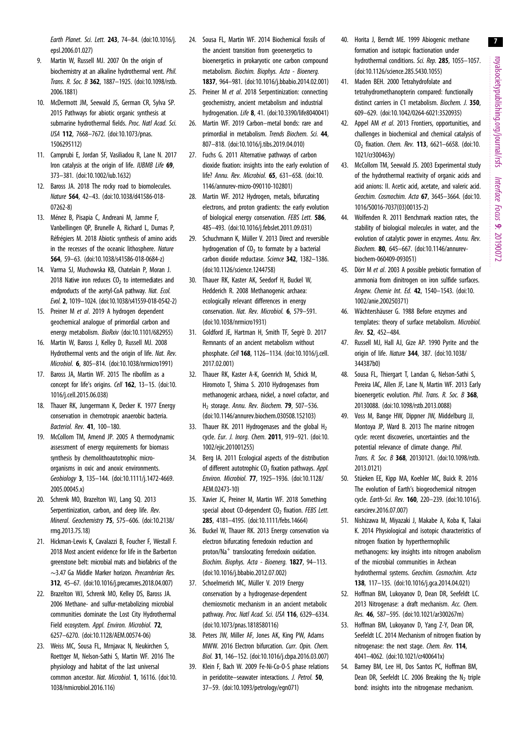Earth Planet. Sci. Lett. **243**, 74–84. (doi:10.1016/j.epsl.2006.01.027)

9. Martin W, Russell MJ. 2007 On the origin of biochemistry at an alkaline hydrothermal vent. *Phil. Trans. R. Soc. B* **362**, 1887–1925. (doi:10.1098/rstb.2006.1881)
10. McDermott JM, Seewald JS, German CR, Sylva SP. 2015 Pathways for abiotic organic synthesis at submarine hydrothermal fields. *Proc. Natl Acad. Sci. USA* **112**, 7668–7672. (doi:10.1073/pnas.1506295112)
11. Camprubi E, Jordan SF, Vasiliadou R, Lane N. 2017 Iron catalysis at the origin of life. *IUBMB Life* **69**, 373–381. (doi:10.1002/iub.1632)
12. Baross JA. 2018 The rocky road to biomolecules. *Nature* **564**, 42–43. (doi:10.1038/d41586-018-07262-8)
13. Ménez B, Pisapia C, Andreani M, Jamme F, Vanbellingen QP, Brunelle A, Richard L, Dumas P, Réfrégiers M. 2018 Abiotic synthesis of amino acids in the recesses of the oceanic lithosphere. *Nature* **564**, 59–63. (doi:10.1038/s41586-018-0684-z)
14. Varma SJ, Muchowska KB, Chatelain P, Moran J. 2018 Native iron reduces $CO_2$ to intermediates and endproducts of the acetyl-CoA pathway. *Nat. Ecol. Evol.* **2**, 1019–1024. (doi:10.1038/s41559-018-0542-2)
15. Preiner M *et al*. 2019 A hydrogen dependent geochemical analogue of primordial carbon and energy metabolism. *BioRxiv* (doi:10.1101/682955)
16. Martin W, Baross J, Kelley D, Russell MJ. 2008 Hydrothermal vents and the origin of life. *Nat. Rev. Microbiol.* **6**, 805–814. (doi:10.1038/nrmicro1991)
17. Baross JA, Martin WF. 2015 The ribofilm as a concept for life's origins. *Cell* **162**, 13–15. (doi:10.1016/j.cell.2015.06.038)
18. Thauer RK, Jungermann K, Decker K. 1977 Energy conservation in chemotropic anaerobic bacteria. *Bacteriol. Rev.* **41**, 100–180.
19. McCollom TM, Amend JP. 2005 A thermodynamic assessment of energy requirements for biomass synthesis by chemolithoautotrophic micro-organisms in oxic and anoxic environments. *Geobiology* **3**, 135–144. (doi:10.1111/j.1472-4669.2005.00045.x)
20. Schrenk MO, Brazelton WJ, Lang SQ. 2013 Serpentinization, carbon, and deep life. *Rev. Mineral. Geochemistry* **75**, 575–606. (doi:10.2138/rmg.2013.75.18)
21. Hickman-Lewis K, Cavalazzi B, Foucher F, Westall F. 2018 Most ancient evidence for life in the Barberton greenstone belt: microbial mats and biofabrics of the ∼3.47 Ga Middle Marker horizon. *Precambrian Res.* **312**, 45–67. (doi:10.1016/j.precamres.2018.04.007)
22. Brazelton WJ, Schrenk MO, Kelley DS, Baross JA. 2006 Methane- and sulfur-metabolizing microbial communities dominate the Lost City Hydrothermal Field ecosystem. *Appl. Environ. Microbiol.* **72**, 6257–6270. (doi:10.1128/AEM.00574-06)
23. Weiss MC, Sousa FL, Mrnjavac N, Neukirchen S, Roettger M, Nelson-Sathi S, Martin WF. 2016 The physiology and habitat of the last universal common ancestor. *Nat. Microbiol.* **1**, 16116. (doi:10.1038/nmicrobiol.2016.116)
24. Sousa FL, Martin WF. 2014 Biochemical fossils of the ancient transition from geoenergetics to bioenergetics in prokaryotic one carbon compound metabolism. *Biochim. Biophys. Acta - Bioenerg.* **1837**, 964–981. (doi:10.1016/j.bbabio.2014.02.001)
25. Preiner M *et al*. 2018 Serpentinization: connecting geochemistry, ancient metabolism and industrial hydrogenation. *Life* **8**, 41. (doi:10.3390/life8040041)
26. Martin WF. 2019 Carbon–metal bonds: rare and primordial in metabolism. *Trends Biochem. Sci.* **44**, 807–818. (doi:10.1016/j.tibs.2019.04.010)
27. Fuchs G. 2011 Alternative pathways of carbon dioxide fixation: insights into the early evolution of life? *Annu. Rev. Microbiol.* **65**, 631–658. (doi:10.1146/annurev-micro-090110-102801)
28. Martin WF. 2012 Hydrogen, metals, bifurcating electrons, and proton gradients: the early evolution of biological energy conservation. *FEBS Lett.* **586**, 485–493. (doi:10.1016/j.febslet.2011.09.031)
29. Schuchmann K, Müller V. 2013 Direct and reversible hydrogenation of $CO_2$ to formate by a bacterial carbon dioxide reductase. *Science* **342**, 1382–1386. (doi:10.1126/science.1244758)
30. Thauer RK, Kaster AK, Seedorf H, Buckel W, Hedderich R. 2008 Methanogenic archaea: ecologically relevant differences in energy conservation. *Nat. Rev. Microbiol.* **6**, 579–591. (doi:10.1038/nrmicro1931)
31. Goldford JE, Hartman H, Smith TF, Segrè D. 2017 Remnants of an ancient metabolism without phosphate. *Cell* **168**, 1126–1134. (doi:10.1016/j.cell.2017.02.001)
32. Thauer RK, Kaster A-K, Goenrich M, Schick M, Hiromoto T, Shima S. 2010 Hydrogenases from methanogenic archaea, nickel, a novel cofactor, and $H_2$ storage. *Annu. Rev. Biochem.* **79**, 507–536. (doi:10.1146/annurev.biochem.030508.152103)
33. Thauer RK. 2011 Hydrogenases and the global $H_2$ cycle. *Eur. J. Inorg. Chem.* **2011**, 919–921. (doi:10.1002/ejic.201001255)
34. Berg IA. 2011 Ecological aspects of the distribution of different autotrophic $CO_2$ fixation pathways. *Appl. Environ. Microbiol.* **77**, 1925–1936. (doi:10.1128/AEM.02473-10)
35. Xavier JC, Preiner M, Martin WF. 2018 Something special about CO-dependent $CO_2$ fixation. *FEBS Lett.* **285**, 4181–4195. (doi:10.1111/febs.14664)
36. Buckel W, Thauer RK. 2013 Energy conservation via electron bifurcating ferredoxin reduction and proton/$Na^+$ translocating ferredoxin oxidation. *Biochim. Biophys. Acta - Bioenerg.* **1827**, 94–113. (doi:10.1016/j.bbabio.2012.07.002)
37. Schoelmerich MC, Müller V. 2019 Energy conservation by a hydrogenase-dependent chemiosmotic mechanism in an ancient metabolic pathway. *Proc. Natl Acad. Sci. USA* **116**, 6329–6334. (doi:10.1073/pnas.1818580116)
38. Peters JW, Miller AF, Jones AK, King PW, Adams MWW. 2016 Electron bifurcation. *Curr. Opin. Chem. Biol.* **31**, 146–152. (doi:10.1016/j.cbpa.2016.03.007)
39. Klein F, Bach W. 2009 Fe-Ni-Co-O-S phase relations in peridotite–seawater interactions. *J. Petrol.* **50**, 37–59. (doi:10.1093/petrology/egn071)
40. Horita J, Berndt ME. 1999 Abiogenic methane formation and isotopic fractionation under hydrothermal conditions. *Sci. Rep.* **285**, 1055–1057. (doi:10.1126/science.285.5430.1055)
41. Maden BEH. 2000 Tetrahydrofolate and tetrahydromethanopterin compared: functionally distinct carriers in C1 metabolism. *Biochem. J.* **350**, 609–629. (doi:10.1042/0264-6021:3520935)
42. Appel AM *et al*. 2013 Frontiers, opportunities, and challenges in biochemical and chemical catalysis of $CO_2$ fixation. *Chem. Rev.* **113**, 6621–6658. (doi:10.1021/cr300463y)
43. McCollom TM, Seewald JS. 2003 Experimental study of the hydrothermal reactivity of organic acids and acid anions: II. Acetic acid, acetate, and valeric acid. *Geochim. Cosmochim. Acta* **67**, 3645–3664. (doi:10.1016/S0016-7037(03)00135-2)
44. Wolfenden R. 2011 Benchmark reaction rates, the stability of biological molecules in water, and the evolution of catalytic power in enzymes. *Annu. Rev. Biochem.* **80**, 645–667. (doi:10.1146/annurev-biochem-060409-093051)
45. Dörr M *et al*. 2003 A possible prebiotic formation of ammonia from dinitrogen on iron sulfide surfaces. *Angew. Chemie Int. Ed.* **42**, 1540–1543. (doi:10.1002/anie.200250371)
46. Wächtershäuser G. 1988 Before enzymes and templates: theory of surface metabolism. *Microbiol. Rev.* **52**, 452–484.
47. Russell MJ, Hall AJ, Gize AP. 1990 Pyrite and the origin of life. *Nature* **344**, 387. (doi:10.1038/344387b0)
48. Sousa FL, Thiergart T, Landan G, Nelson-Sathi S, Pereira IAC, Allen JF, Lane N, Martin WF. 2013 Early bioenergetic evolution. *Phil. Trans. R. Soc. B* **368**, 20130088. (doi:10.1098/rstb.2013.0088)
49. Voss M, Bange HW, Dippner JW, Middelburg JJ, Montoya JP, Ward B. 2013 The marine nitrogen cycle: recent discoveries, uncertainties and the potential relevance of climate change. *Phil. Trans. R. Soc. B* **368**, 20130121. (doi:10.1098/rstb.2013.0121)
50. Stüeken EE, Kipp MA, Koehler MC, Buick R. 2016 The evolution of Earth's biogeochemical nitrogen cycle. *Earth-Sci. Rev.* **160**, 220–239. (doi:10.1016/j.earscirev.2016.07.007)
51. Nishizawa M, Miyazaki J, Makabe A, Koba K, Takai K. 2014 Physiological and isotopic characteristics of nitrogen fixation by hyperthermophilic methanogens: key insights into nitrogen anabolism of the microbial communities in Archean hydrothermal systems. *Geochim. Cosmochim. Acta* **138**, 117–135. (doi:10.1016/j.gca.2014.04.021)
52. Hoffman BM, Lukoyanov D, Dean DR, Seefeldt LC. 2013 Nitrogenase: a draft mechanism. *Acc. Chem. Res.* **46**, 587–595. (doi:10.1021/ar300267m)
53. Hoffman BM, Lukoyanov D, Yang Z-Y, Dean DR, Seefeldt LC. 2014 Mechanism of nitrogen fixation by nitrogenase: the next stage. *Chem. Rev.* **114**, 4041–4062. (doi:10.1021/cr400641x)
54. Barney BM, Lee HI, Dos Santos PC, Hoffman BM, Dean DR, Seefeldt LC. 2006 Breaking the $N_2$ triple bond: insights into the nitrogenase mechanism.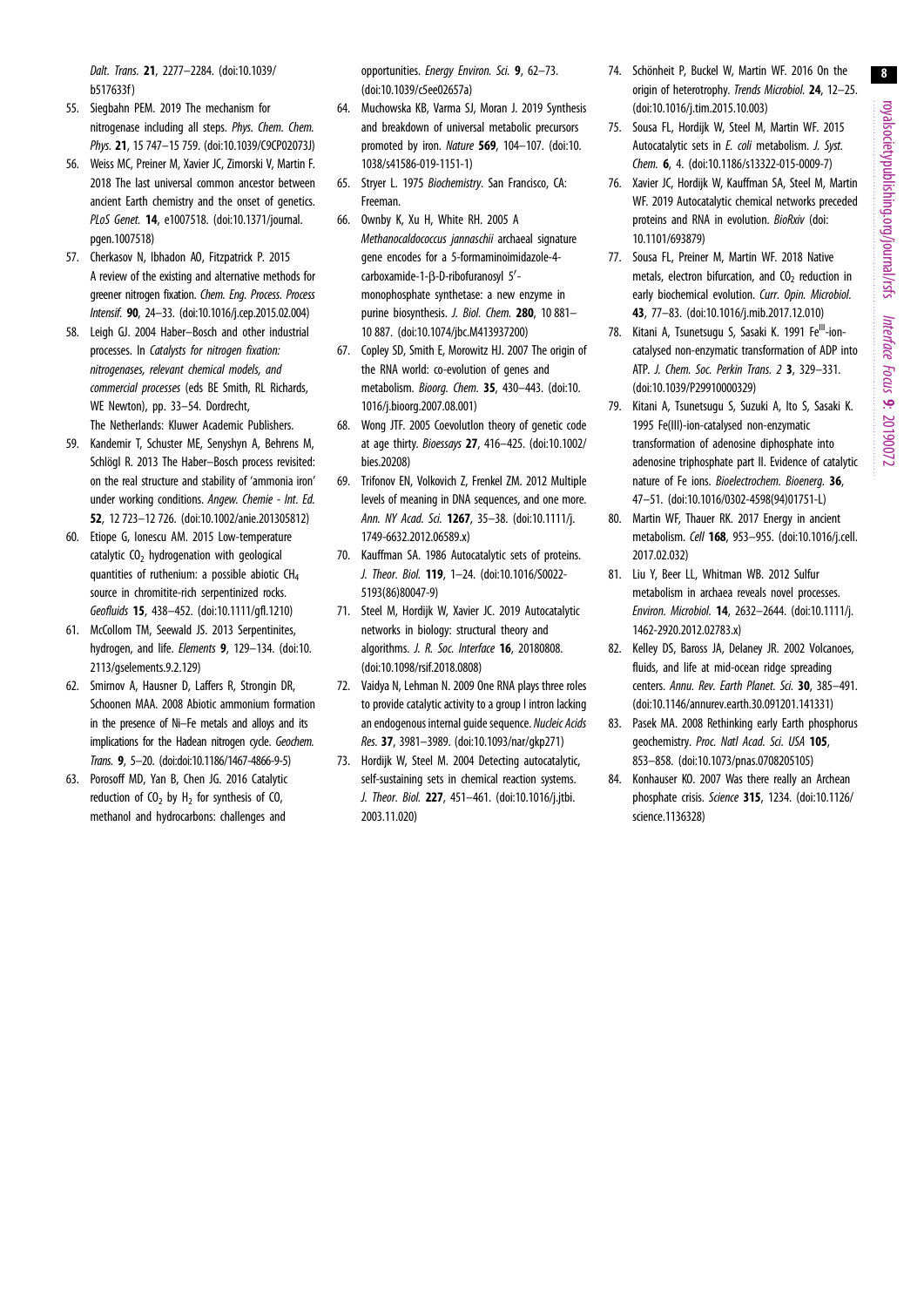*Dalt. Trans.* **21**, 2277–2284. (doi:10.1039/b517633f)

55. Siegbahn PEM. 2019 The mechanism for nitrogenase including all steps. *Phys. Chem. Chem. Phys.* **21**, 15 747–15 759. (doi:10.1039/C9CP02073J)
56. Weiss MC, Preiner M, Xavier JC, Zimorski V, Martin F. 2018 The last universal common ancestor between ancient Earth chemistry and the onset of genetics. *PLoS Genet.* **14**, e1007518. (doi:10.1371/journal.pgen.1007518)
57. Cherkasov N, Ibhadon AO, Fitzpatrick P. 2015 A review of the existing and alternative methods for greener nitrogen fixation. *Chem. Eng. Process. Process Intensif.* **90**, 24–33. (doi:10.1016/j.cep.2015.02.004)
58. Leigh GJ. 2004 Haber–Bosch and other industrial processes. In *Catalysts for nitrogen fixation: nitrogenases, relevant chemical models, and commercial processes* (eds BE Smith, RL Richards, WE Newton), pp. 33–54. Dordrecht, The Netherlands: Kluwer Academic Publishers.
59. Kandemir T, Schuster ME, Senyshyn A, Behrens M, Schlögl R. 2013 The Haber–Bosch process revisited: on the real structure and stability of 'ammonia iron' under working conditions. *Angew. Chemie - Int. Ed.* **52**, 12 723–12 726. (doi:10.1002/anie.201305812)
60. Etiope G, Ionescu AM. 2015 Low-temperature catalytic $CO_2$ hydrogenation with geological quantities of ruthenium: a possible abiotic $CH_4$ source in chromitite-rich serpentinized rocks. *Geofluids* **15**, 438–452. (doi:10.1111/gfl.1210)
61. McCollom TM, Seewald JS. 2013 Serpentinites, hydrogen, and life. *Elements* **9**, 129–134. (doi:10.2113/gselements.9.2.129)
62. Smirnov A, Hausner D, Laffers R, Strongin DR, Schoonen MAA. 2008 Abiotic ammonium formation in the presence of Ni–Fe metals and alloys and its implications for the Hadean nitrogen cycle. *Geochem. Trans.* **9**, 5–20. (doi:doi:10.1186/1467-4866-9-5)
63. Porosoff MD, Yan B, Chen JG. 2016 Catalytic reduction of $CO_2$ by $H_2$ for synthesis of CO, methanol and hydrocarbons: challenges and opportunities. *Energy Environ. Sci.* **9**, 62–73. (doi:10.1039/c5ee02657a)
64. Muchowska KB, Varma SJ, Moran J. 2019 Synthesis and breakdown of universal metabolic precursors promoted by iron. *Nature* **569**, 104–107. (doi:10.1038/s41586-019-1151-1)
65. Stryer L. 1975 *Biochemistry*. San Francisco, CA: Freeman.
66. Ownby K, Xu H, White RH. 2005 A *Methanocaldococcus jannaschii* archaeal signature gene encodes for a 5-formaminoimidazole-4-carboxamide-1-β-D-ribofuranosyl 5′-monophosphate synthetase: a new enzyme in purine biosynthesis. *J. Biol. Chem.* **280**, 10 881–10 887. (doi:10.1074/jbc.M413937200)
67. Copley SD, Smith E, Morowitz HJ. 2007 The origin of the RNA world: co-evolution of genes and metabolism. *Bioorg. Chem.* **35**, 430–443. (doi:10.1016/j.bioorg.2007.08.001)
68. Wong JTF. 2005 Coevolutlon theory of genetic code at age thirty. *Bioessays* **27**, 416–425. (doi:10.1002/bies.20208)
69. Trifonov EN, Volkovich Z, Frenkel ZM. 2012 Multiple levels of meaning in DNA sequences, and one more. *Ann. NY Acad. Sci.* **1267**, 35–38. (doi:10.1111/j.1749-6632.2012.06589.x)
70. Kauffman SA. 1986 Autocatalytic sets of proteins. *J. Theor. Biol.* **119**, 1–24. (doi:10.1016/S0022-5193(86)80047-9)
71. Steel M, Hordijk W, Xavier JC. 2019 Autocatalytic networks in biology: structural theory and algorithms. *J. R. Soc. Interface* **16**, 20180808. (doi:10.1098/rsif.2018.0808)
72. Vaidya N, Lehman N. 2009 One RNA plays three roles to provide catalytic activity to a group I intron lacking an endogenous internal guide sequence. *Nucleic Acids Res.* **37**, 3981–3989. (doi:10.1093/nar/gkp271)
73. Hordijk W, Steel M. 2004 Detecting autocatalytic, self-sustaining sets in chemical reaction systems. *J. Theor. Biol.* **227**, 451–461. (doi:10.1016/j.jtbi.2003.11.020)
74. Schönheit P, Buckel W, Martin WF. 2016 On the origin of heterotrophy. *Trends Microbiol.* **24**, 12–25. (doi:10.1016/j.tim.2015.10.003)
75. Sousa FL, Hordijk W, Steel M, Martin WF. 2015 Autocatalytic sets in *E. coli* metabolism. *J. Syst. Chem.* **6**, 4. (doi:10.1186/s13322-015-0009-7)
76. Xavier JC, Hordijk W, Kauffman SA, Steel M, Martin WF. 2019 Autocatalytic chemical networks preceded proteins and RNA in evolution. *BioRxiv* (doi:10.1101/693879)
77. Sousa FL, Preiner M, Martin WF. 2018 Native metals, electron bifurcation, and $CO_2$ reduction in early biochemical evolution. *Curr. Opin. Microbiol.* **43**, 77–83. (doi:10.1016/j.mib.2017.12.010)
78. Kitani A, Tsunetsugu S, Sasaki K. 1991 $Fe^{III}$-ion-catalysed non-enzymatic transformation of ADP into ATP. *J. Chem. Soc. Perkin Trans. 2* **3**, 329–331. (doi:10.1039/P29910000329)
79. Kitani A, Tsunetsugu S, Suzuki A, Ito S, Sasaki K. 1995 Fe(III)-ion-catalysed non-enzymatic transformation of adenosine diphosphate into adenosine triphosphate part II. Evidence of catalytic nature of Fe ions. *Bioelectrochem. Bioenerg.* **36**, 47–51. (doi:10.1016/0302-4598(94)01751-L)
80. Martin WF, Thauer RK. 2017 Energy in ancient metabolism. *Cell* **168**, 953–955. (doi:10.1016/j.cell.2017.02.032)
81. Liu Y, Beer LL, Whitman WB. 2012 Sulfur metabolism in archaea reveals novel processes. *Environ. Microbiol.* **14**, 2632–2644. (doi:10.1111/j.1462-2920.2012.02783.x)
82. Kelley DS, Baross JA, Delaney JR. 2002 Volcanoes, fluids, and life at mid-ocean ridge spreading centers. *Annu. Rev. Earth Planet. Sci.* **30**, 385–491. (doi:10.1146/annurev.earth.30.091201.141331)
83. Pasek MA. 2008 Rethinking early Earth phosphorus geochemistry. *Proc. Natl Acad. Sci. USA* **105**, 853–858. (doi:10.1073/pnas.0708205105)
84. Konhauser KO. 2007 Was there really an Archean phosphate crisis. *Science* **315**, 1234. (doi:10.1126/science.1136328)